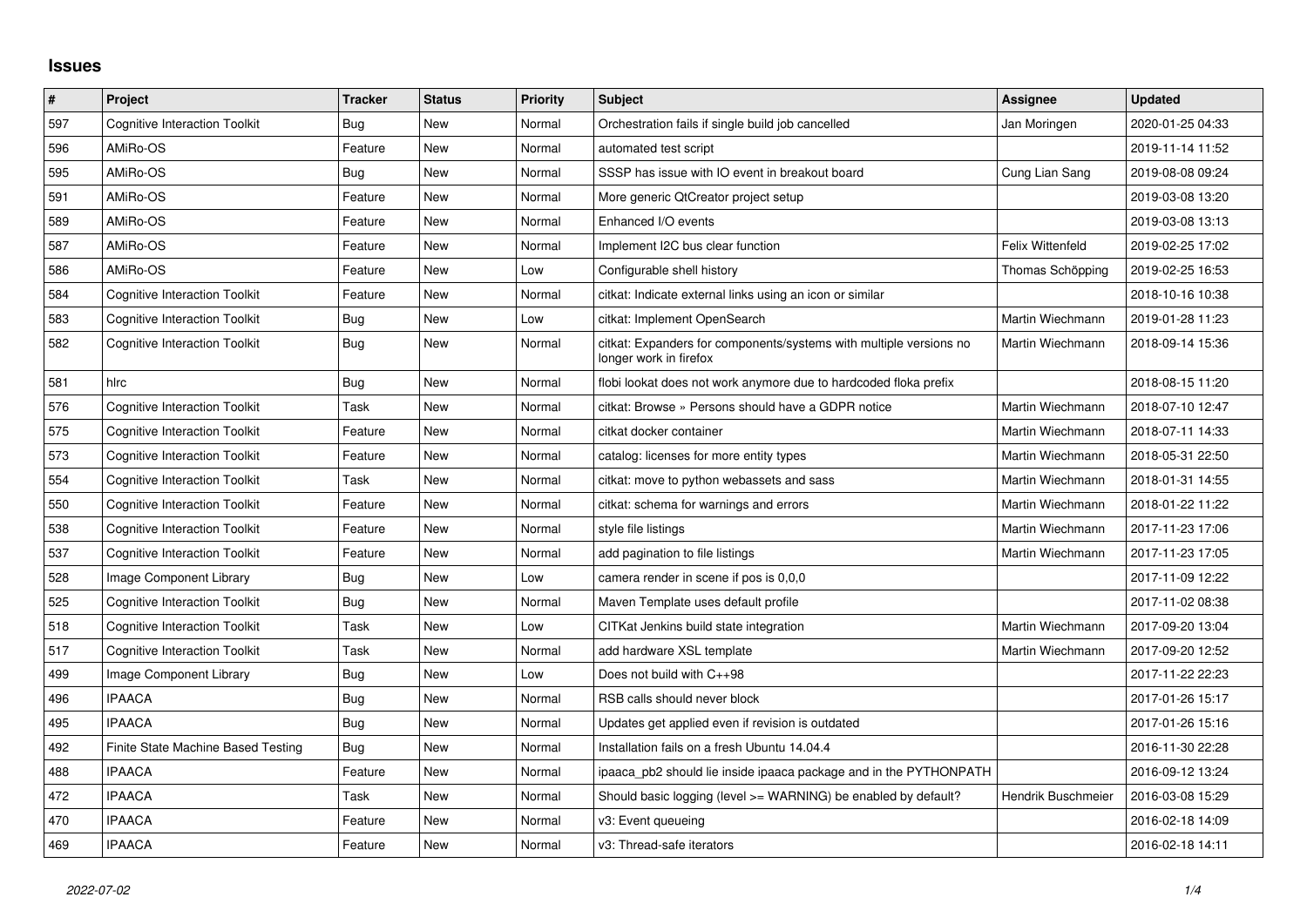# Issues

| # | Project | Tracker | Status | Priority | Subject | Assignee | Updated |
|---|---|---|---|---|---|---|---|
| 597 | Cognitive Interaction Toolkit | Bug | New | Normal | Orchestration fails if single build job cancelled | Jan Moringen | 2020-01-25 04:33 |
| 596 | AMiRo-OS | Feature | New | Normal | automated test script | | 2019-11-14 11:52 |
| 595 | AMiRo-OS | Bug | New | Normal | SSSP has issue with IO event in breakout board | Cung Lian Sang | 2019-08-08 09:24 |
| 591 | AMiRo-OS | Feature | New | Normal | More generic QtCreator project setup | | 2019-03-08 13:20 |
| 589 | AMiRo-OS | Feature | New | Normal | Enhanced I/O events | | 2019-03-08 13:13 |
| 587 | AMiRo-OS | Feature | New | Normal | Implement I2C bus clear function | Felix Wittenfeld | 2019-02-25 17:02 |
| 586 | AMiRo-OS | Feature | New | Low | Configurable shell history | Thomas Schöpping | 2019-02-25 16:53 |
| 584 | Cognitive Interaction Toolkit | Feature | New | Normal | citkat: Indicate external links using an icon or similar | | 2018-10-16 10:38 |
| 583 | Cognitive Interaction Toolkit | Bug | New | Low | citkat: Implement OpenSearch | Martin Wiechmann | 2019-01-28 11:23 |
| 582 | Cognitive Interaction Toolkit | Bug | New | Normal | citkat: Expanders for components/systems with multiple versions no longer work in firefox | Martin Wiechmann | 2018-09-14 15:36 |
| 581 | hlrc | Bug | New | Normal | flobi lookat does not work anymore due to hardcoded floka prefix | | 2018-08-15 11:20 |
| 576 | Cognitive Interaction Toolkit | Task | New | Normal | citkat: Browse » Persons should have a GDPR notice | Martin Wiechmann | 2018-07-10 12:47 |
| 575 | Cognitive Interaction Toolkit | Feature | New | Normal | citkat docker container | Martin Wiechmann | 2018-07-11 14:33 |
| 573 | Cognitive Interaction Toolkit | Feature | New | Normal | catalog: licenses for more entity types | Martin Wiechmann | 2018-05-31 22:50 |
| 554 | Cognitive Interaction Toolkit | Task | New | Normal | citkat: move to python webassets and sass | Martin Wiechmann | 2018-01-31 14:55 |
| 550 | Cognitive Interaction Toolkit | Feature | New | Normal | citkat: schema for warnings and errors | Martin Wiechmann | 2018-01-22 11:22 |
| 538 | Cognitive Interaction Toolkit | Feature | New | Normal | style file listings | Martin Wiechmann | 2017-11-23 17:06 |
| 537 | Cognitive Interaction Toolkit | Feature | New | Normal | add pagination to file listings | Martin Wiechmann | 2017-11-23 17:05 |
| 528 | Image Component Library | Bug | New | Low | camera render in scene if pos is 0,0,0 | | 2017-11-09 12:22 |
| 525 | Cognitive Interaction Toolkit | Bug | New | Normal | Maven Template uses default profile | | 2017-11-02 08:38 |
| 518 | Cognitive Interaction Toolkit | Task | New | Low | CITKat Jenkins build state integration | Martin Wiechmann | 2017-09-20 13:04 |
| 517 | Cognitive Interaction Toolkit | Task | New | Normal | add hardware XSL template | Martin Wiechmann | 2017-09-20 12:52 |
| 499 | Image Component Library | Bug | New | Low | Does not build with C++98 | | 2017-11-22 22:23 |
| 496 | IPAACA | Bug | New | Normal | RSB calls should never block | | 2017-01-26 15:17 |
| 495 | IPAACA | Bug | New | Normal | Updates get applied even if revision is outdated | | 2017-01-26 15:16 |
| 492 | Finite State Machine Based Testing | Bug | New | Normal | Installation fails on a fresh Ubuntu 14.04.4 | | 2016-11-30 22:28 |
| 488 | IPAACA | Feature | New | Normal | ipaaca_pb2 should lie inside ipaaca package and in the PYTHONPATH | | 2016-09-12 13:24 |
| 472 | IPAACA | Task | New | Normal | Should basic logging (level >= WARNING) be enabled by default? | Hendrik Buschmeier | 2016-03-08 15:29 |
| 470 | IPAACA | Feature | New | Normal | v3: Event queueing | | 2016-02-18 14:09 |
| 469 | IPAACA | Feature | New | Normal | v3: Thread-safe iterators | | 2016-02-18 14:11 |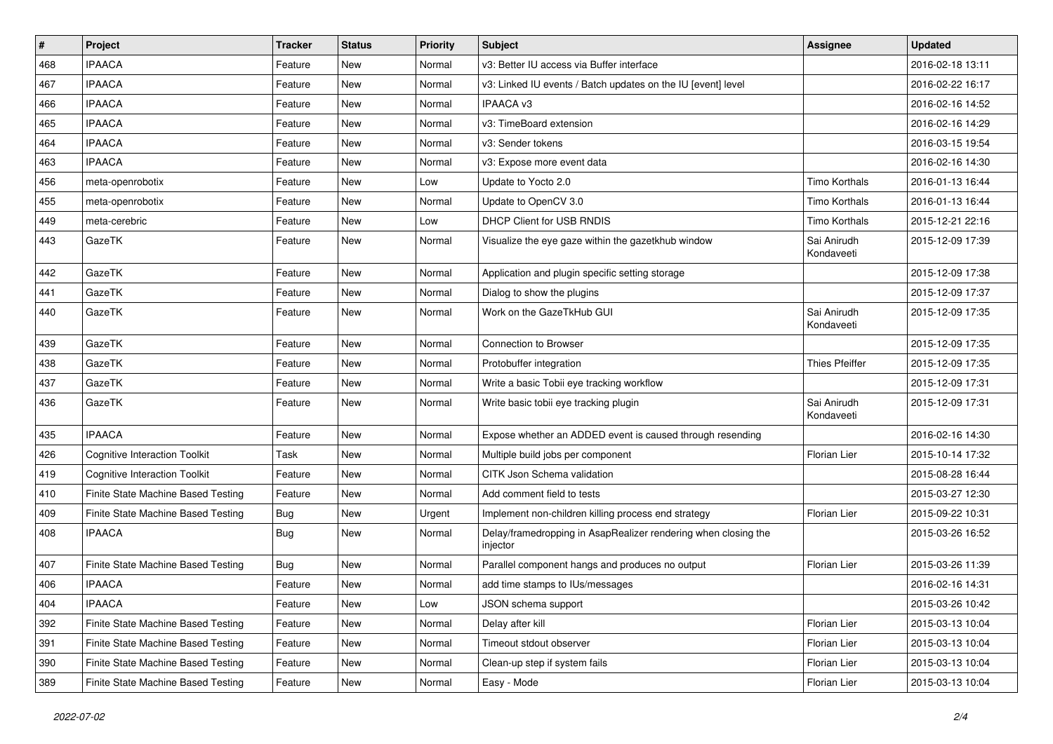| # | Project | Tracker | Status | Priority | Subject | Assignee | Updated |
|---|---|---|---|---|---|---|---|
| 468 | IPAACA | Feature | New | Normal | v3: Better IU access via Buffer interface | | 2016-02-18 13:11 |
| 467 | IPAACA | Feature | New | Normal | v3: Linked IU events / Batch updates on the IU [event] level | | 2016-02-22 16:17 |
| 466 | IPAACA | Feature | New | Normal | IPAACA v3 | | 2016-02-16 14:52 |
| 465 | IPAACA | Feature | New | Normal | v3: TimeBoard extension | | 2016-02-16 14:29 |
| 464 | IPAACA | Feature | New | Normal | v3: Sender tokens | | 2016-03-15 19:54 |
| 463 | IPAACA | Feature | New | Normal | v3: Expose more event data | | 2016-02-16 14:30 |
| 456 | meta-openrobotix | Feature | New | Low | Update to Yocto 2.0 | Timo Korthals | 2016-01-13 16:44 |
| 455 | meta-openrobotix | Feature | New | Normal | Update to OpenCV 3.0 | Timo Korthals | 2016-01-13 16:44 |
| 449 | meta-cerebric | Feature | New | Low | DHCP Client for USB RNDIS | Timo Korthals | 2015-12-21 22:16 |
| 443 | GazeTK | Feature | New | Normal | Visualize the eye gaze within the gazetkhub window | Sai Anirudh Kondaveeti | 2015-12-09 17:39 |
| 442 | GazeTK | Feature | New | Normal | Application and plugin specific setting storage | | 2015-12-09 17:38 |
| 441 | GazeTK | Feature | New | Normal | Dialog to show the plugins | | 2015-12-09 17:37 |
| 440 | GazeTK | Feature | New | Normal | Work on the GazeTkHub GUI | Sai Anirudh Kondaveeti | 2015-12-09 17:35 |
| 439 | GazeTK | Feature | New | Normal | Connection to Browser | | 2015-12-09 17:35 |
| 438 | GazeTK | Feature | New | Normal | Protobuffer integration | Thies Pfeiffer | 2015-12-09 17:35 |
| 437 | GazeTK | Feature | New | Normal | Write a basic Tobii eye tracking workflow | | 2015-12-09 17:31 |
| 436 | GazeTK | Feature | New | Normal | Write basic tobii eye tracking plugin | Sai Anirudh Kondaveeti | 2015-12-09 17:31 |
| 435 | IPAACA | Feature | New | Normal | Expose whether an ADDED event is caused through resending | | 2016-02-16 14:30 |
| 426 | Cognitive Interaction Toolkit | Task | New | Normal | Multiple build jobs per component | Florian Lier | 2015-10-14 17:32 |
| 419 | Cognitive Interaction Toolkit | Feature | New | Normal | CITK Json Schema validation | | 2015-08-28 16:44 |
| 410 | Finite State Machine Based Testing | Feature | New | Normal | Add comment field to tests | | 2015-03-27 12:30 |
| 409 | Finite State Machine Based Testing | Bug | New | Urgent | Implement non-children killing process end strategy | Florian Lier | 2015-09-22 10:31 |
| 408 | IPAACA | Bug | New | Normal | Delay/framedropping in AsapRealizer rendering when closing the injector | | 2015-03-26 16:52 |
| 407 | Finite State Machine Based Testing | Bug | New | Normal | Parallel component hangs and produces no output | Florian Lier | 2015-03-26 11:39 |
| 406 | IPAACA | Feature | New | Normal | add time stamps to IUs/messages | | 2016-02-16 14:31 |
| 404 | IPAACA | Feature | New | Low | JSON schema support | | 2015-03-26 10:42 |
| 392 | Finite State Machine Based Testing | Feature | New | Normal | Delay after kill | Florian Lier | 2015-03-13 10:04 |
| 391 | Finite State Machine Based Testing | Feature | New | Normal | Timeout stdout observer | Florian Lier | 2015-03-13 10:04 |
| 390 | Finite State Machine Based Testing | Feature | New | Normal | Clean-up step if system fails | Florian Lier | 2015-03-13 10:04 |
| 389 | Finite State Machine Based Testing | Feature | New | Normal | Easy - Mode | Florian Lier | 2015-03-13 10:04 |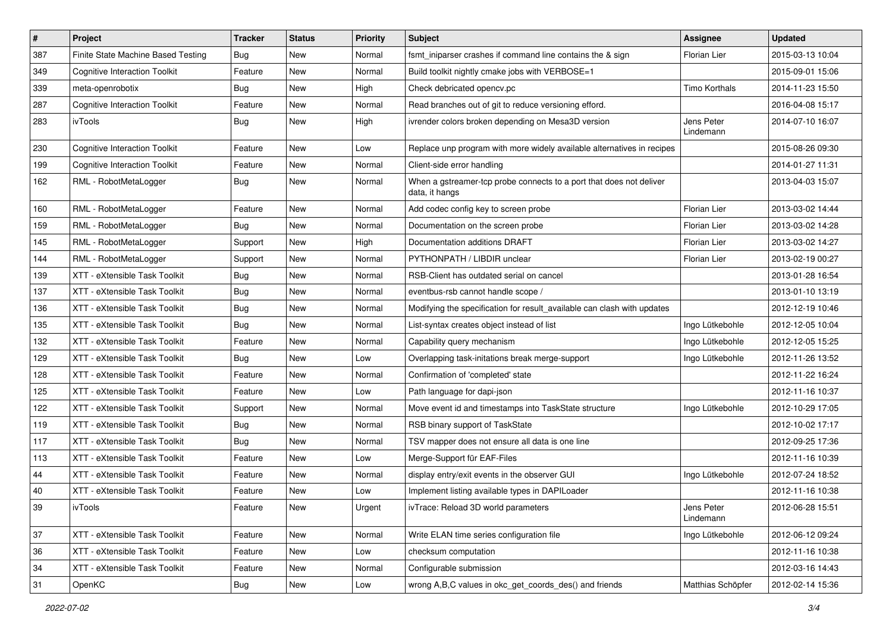| # | Project | Tracker | Status | Priority | Subject | Assignee | Updated |
|---|---|---|---|---|---|---|---|
| 387 | Finite State Machine Based Testing | Bug | New | Normal | fsmt_iniparser crashes if command line contains the & sign | Florian Lier | 2015-03-13 10:04 |
| 349 | Cognitive Interaction Toolkit | Feature | New | Normal | Build toolkit nightly cmake jobs with VERBOSE=1 | | 2015-09-01 15:06 |
| 339 | meta-openrobotix | Bug | New | High | Check debricated opencv.pc | Timo Korthals | 2014-11-23 15:50 |
| 287 | Cognitive Interaction Toolkit | Feature | New | Normal | Read branches out of git to reduce versioning efford. | | 2016-04-08 15:17 |
| 283 | ivTools | Bug | New | High | ivrender colors broken depending on Mesa3D version | Jens Peter Lindemann | 2014-07-10 16:07 |
| 230 | Cognitive Interaction Toolkit | Feature | New | Low | Replace unp program with more widely available alternatives in recipes | | 2015-08-26 09:30 |
| 199 | Cognitive Interaction Toolkit | Feature | New | Normal | Client-side error handling | | 2014-01-27 11:31 |
| 162 | RML - RobotMetaLogger | Bug | New | Normal | When a gstreamer-tcp probe connects to a port that does not deliver data, it hangs | | 2013-04-03 15:07 |
| 160 | RML - RobotMetaLogger | Feature | New | Normal | Add codec config key to screen probe | Florian Lier | 2013-03-02 14:44 |
| 159 | RML - RobotMetaLogger | Bug | New | Normal | Documentation on the screen probe | Florian Lier | 2013-03-02 14:28 |
| 145 | RML - RobotMetaLogger | Support | New | High | Documentation additions DRAFT | Florian Lier | 2013-03-02 14:27 |
| 144 | RML - RobotMetaLogger | Support | New | Normal | PYTHONPATH / LIBDIR unclear | Florian Lier | 2013-02-19 00:27 |
| 139 | XTT - eXtensible Task Toolkit | Bug | New | Normal | RSB-Client has outdated serial on cancel | | 2013-01-28 16:54 |
| 137 | XTT - eXtensible Task Toolkit | Bug | New | Normal | eventbus-rsb cannot handle scope / | | 2013-01-10 13:19 |
| 136 | XTT - eXtensible Task Toolkit | Bug | New | Normal | Modifying the specification for result_available can clash with updates | | 2012-12-19 10:46 |
| 135 | XTT - eXtensible Task Toolkit | Bug | New | Normal | List-syntax creates object instead of list | Ingo Lütkebohle | 2012-12-05 10:04 |
| 132 | XTT - eXtensible Task Toolkit | Feature | New | Normal | Capability query mechanism | Ingo Lütkebohle | 2012-12-05 15:25 |
| 129 | XTT - eXtensible Task Toolkit | Bug | New | Low | Overlapping task-initations break merge-support | Ingo Lütkebohle | 2012-11-26 13:52 |
| 128 | XTT - eXtensible Task Toolkit | Feature | New | Normal | Confirmation of 'completed' state | | 2012-11-22 16:24 |
| 125 | XTT - eXtensible Task Toolkit | Feature | New | Low | Path language for dapi-json | | 2012-11-16 10:37 |
| 122 | XTT - eXtensible Task Toolkit | Support | New | Normal | Move event id and timestamps into TaskState structure | Ingo Lütkebohle | 2012-10-29 17:05 |
| 119 | XTT - eXtensible Task Toolkit | Bug | New | Normal | RSB binary support of TaskState | | 2012-10-02 17:17 |
| 117 | XTT - eXtensible Task Toolkit | Bug | New | Normal | TSV mapper does not ensure all data is one line | | 2012-09-25 17:36 |
| 113 | XTT - eXtensible Task Toolkit | Feature | New | Low | Merge-Support für EAF-Files | | 2012-11-16 10:39 |
| 44 | XTT - eXtensible Task Toolkit | Feature | New | Normal | display entry/exit events in the observer GUI | Ingo Lütkebohle | 2012-07-24 18:52 |
| 40 | XTT - eXtensible Task Toolkit | Feature | New | Low | Implement listing available types in DAPILoader | | 2012-11-16 10:38 |
| 39 | ivTools | Feature | New | Urgent | ivTrace: Reload 3D world parameters | Jens Peter Lindemann | 2012-06-28 15:51 |
| 37 | XTT - eXtensible Task Toolkit | Feature | New | Normal | Write ELAN time series configuration file | Ingo Lütkebohle | 2012-06-12 09:24 |
| 36 | XTT - eXtensible Task Toolkit | Feature | New | Low | checksum computation | | 2012-11-16 10:38 |
| 34 | XTT - eXtensible Task Toolkit | Feature | New | Normal | Configurable submission | | 2012-03-16 14:43 |
| 31 | OpenKC | Bug | New | Low | wrong A,B,C values in okc_get_coords_des() and friends | Matthias Schöpfer | 2012-02-14 15:36 |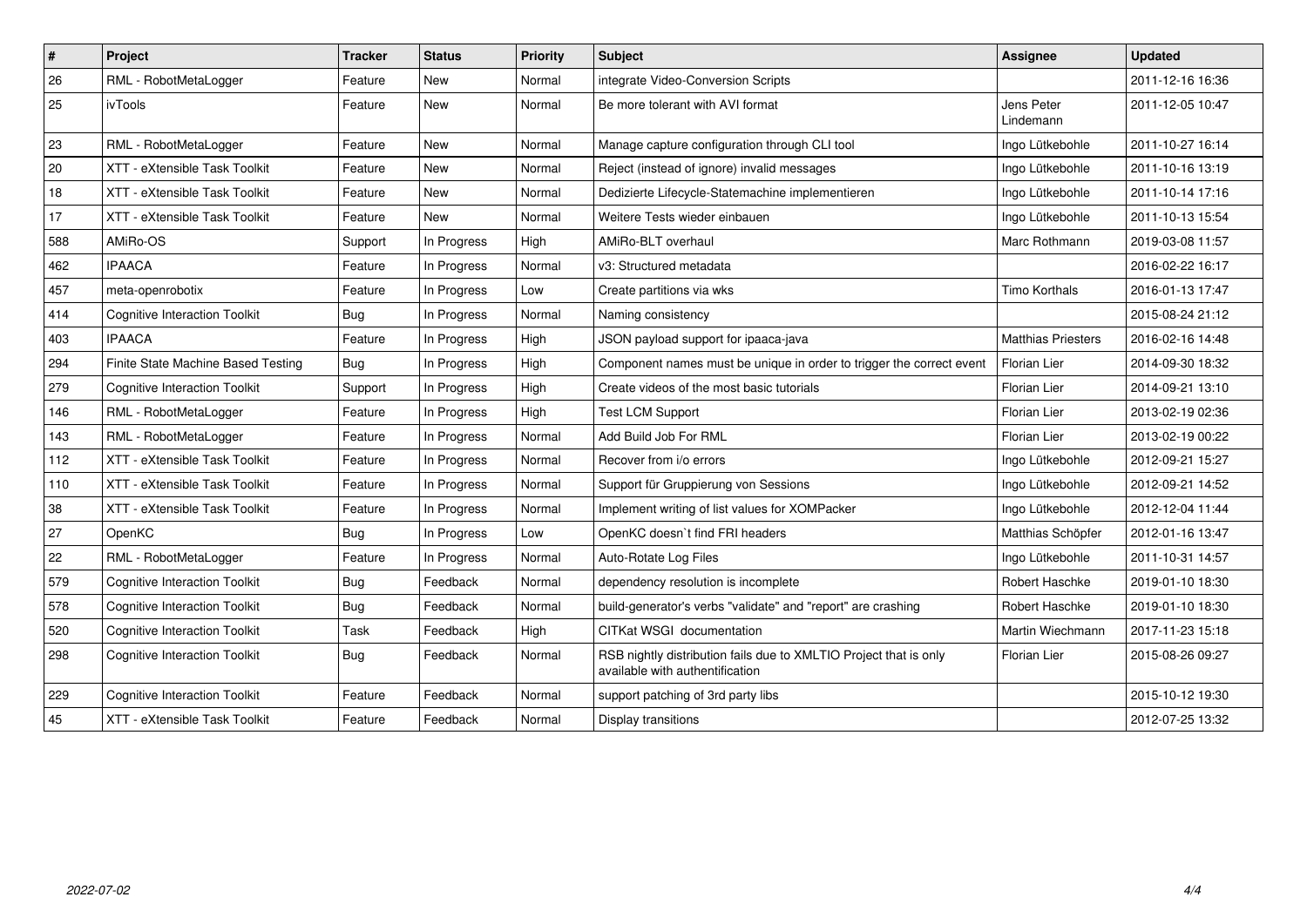| # | Project | Tracker | Status | Priority | Subject | Assignee | Updated |
|---|---|---|---|---|---|---|---|
| 26 | RML - RobotMetaLogger | Feature | New | Normal | integrate Video-Conversion Scripts | | 2011-12-16 16:36 |
| 25 | ivTools | Feature | New | Normal | Be more tolerant with AVI format | Jens Peter Lindemann | 2011-12-05 10:47 |
| 23 | RML - RobotMetaLogger | Feature | New | Normal | Manage capture configuration through CLI tool | Ingo Lütkebohle | 2011-10-27 16:14 |
| 20 | XTT - eXtensible Task Toolkit | Feature | New | Normal | Reject (instead of ignore) invalid messages | Ingo Lütkebohle | 2011-10-16 13:19 |
| 18 | XTT - eXtensible Task Toolkit | Feature | New | Normal | Dedizierte Lifecycle-Statemachine implementieren | Ingo Lütkebohle | 2011-10-14 17:16 |
| 17 | XTT - eXtensible Task Toolkit | Feature | New | Normal | Weitere Tests wieder einbauen | Ingo Lütkebohle | 2011-10-13 15:54 |
| 588 | AMiRo-OS | Support | In Progress | High | AMiRo-BLT overhaul | Marc Rothmann | 2019-03-08 11:57 |
| 462 | IPAACA | Feature | In Progress | Normal | v3: Structured metadata | | 2016-02-22 16:17 |
| 457 | meta-openrobotix | Feature | In Progress | Low | Create partitions via wks | Timo Korthals | 2016-01-13 17:47 |
| 414 | Cognitive Interaction Toolkit | Bug | In Progress | Normal | Naming consistency | | 2015-08-24 21:12 |
| 403 | IPAACA | Feature | In Progress | High | JSON payload support for ipaaca-java | Matthias Priesters | 2016-02-16 14:48 |
| 294 | Finite State Machine Based Testing | Bug | In Progress | High | Component names must be unique in order to trigger the correct event | Florian Lier | 2014-09-30 18:32 |
| 279 | Cognitive Interaction Toolkit | Support | In Progress | High | Create videos of the most basic tutorials | Florian Lier | 2014-09-21 13:10 |
| 146 | RML - RobotMetaLogger | Feature | In Progress | High | Test LCM Support | Florian Lier | 2013-02-19 02:36 |
| 143 | RML - RobotMetaLogger | Feature | In Progress | Normal | Add Build Job For RML | Florian Lier | 2013-02-19 00:22 |
| 112 | XTT - eXtensible Task Toolkit | Feature | In Progress | Normal | Recover from i/o errors | Ingo Lütkebohle | 2012-09-21 15:27 |
| 110 | XTT - eXtensible Task Toolkit | Feature | In Progress | Normal | Support für Gruppierung von Sessions | Ingo Lütkebohle | 2012-09-21 14:52 |
| 38 | XTT - eXtensible Task Toolkit | Feature | In Progress | Normal | Implement writing of list values for XOMPacker | Ingo Lütkebohle | 2012-12-04 11:44 |
| 27 | OpenKC | Bug | In Progress | Low | OpenKC doesn`t find FRI headers | Matthias Schöpfer | 2012-01-16 13:47 |
| 22 | RML - RobotMetaLogger | Feature | In Progress | Normal | Auto-Rotate Log Files | Ingo Lütkebohle | 2011-10-31 14:57 |
| 579 | Cognitive Interaction Toolkit | Bug | Feedback | Normal | dependency resolution is incomplete | Robert Haschke | 2019-01-10 18:30 |
| 578 | Cognitive Interaction Toolkit | Bug | Feedback | Normal | build-generator's verbs "validate" and "report" are crashing | Robert Haschke | 2019-01-10 18:30 |
| 520 | Cognitive Interaction Toolkit | Task | Feedback | High | CITKat WSGI documentation | Martin Wiechmann | 2017-11-23 15:18 |
| 298 | Cognitive Interaction Toolkit | Bug | Feedback | Normal | RSB nightly distribution fails due to XMLTIO Project that is only available with authentification | Florian Lier | 2015-08-26 09:27 |
| 229 | Cognitive Interaction Toolkit | Feature | Feedback | Normal | support patching of 3rd party libs | | 2015-10-12 19:30 |
| 45 | XTT - eXtensible Task Toolkit | Feature | Feedback | Normal | Display transitions | | 2012-07-25 13:32 |